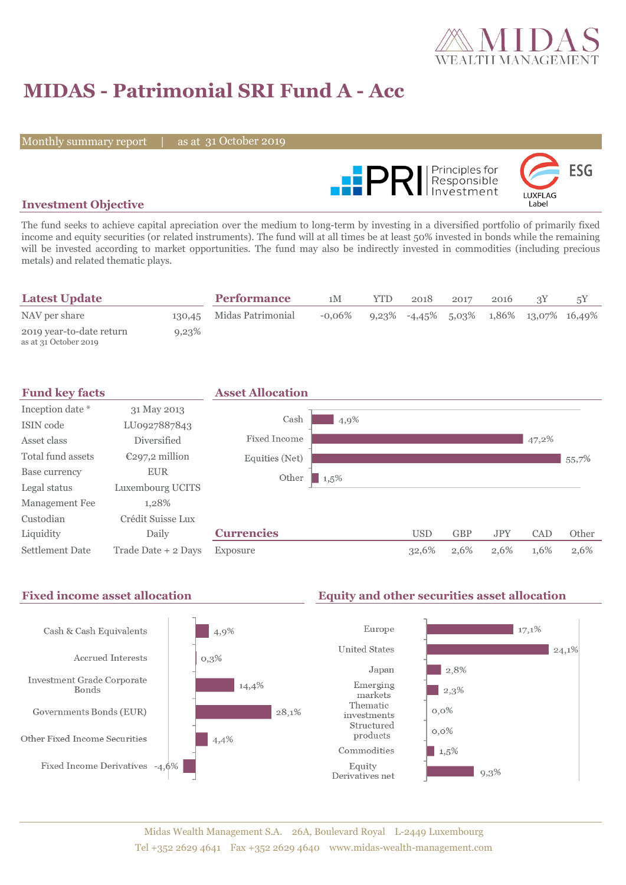# MIDAS - Patrimonial SRI Fund A - Acc

Monthly summary report | as at 31 October 2019

## Investment Objective

The fund seeks to achieve capital apreciation over the medium to long-term by investing in a diversified portfolio of primarily fixed income and equity securities (or related instruments). The fund will at all times be at least 50% invested in bonds while the remaining will be invested according to market opportunities. The fund may also be indirectly invested in commodities (including precious metals) and related thematic plays.

## Latest Update

| | |
|---|---|
| NAV per share | 130,45 |
| 2019 year-to-date return<br>as at 31 October 2019 | 9,23% |

## Performance

| | 1M | YTD | 2018 | 2017 | 2016 | 3Y | 5Y |
|---|---|---|---|---|---|---|---|
| Midas Patrimonial | -0,06% | 9,23% | -4,45% | 5,03% | 1,86% | 13,07% | 16,49% |

## Fund key facts

| | |
|---|---|
| Inception date * | 31 May 2013 |
| ISIN code | LU0927887843 |
| Asset class | Diversified |
| Total fund assets | €297,2 million |
| Base currency | EUR |
| Legal status | Luxembourg UCITS |
| Management Fee | 1,28% |
| Custodian | Crédit Suisse Lux |
| Liquidity | Daily |
| Settlement Date | Trade Date + 2 Days |

## Asset Allocation

| | |
|---|---|
| Cash | 4,9% |
| Fixed Income | 47,2% |
| Equities (Net) | 55,7% |
| Other | 1,5% |

## Currencies

| | USD | GBP | JPY | CAD | Other |
|---|---|---|---|---|---|
| Exposure | 32,6% | 2,6% | 2,6% | 1,6% | 2,6% |

## Fixed income asset allocation

| | |
|---|---|
| Cash & Cash Equivalents | 4,9% |
| Accrued Interests | 0,3% |
| Investment Grade Corporate Bonds | 14,4% |
| Governments Bonds (EUR) | 28,1% |
| Other Fixed Income Securities | 4,4% |
| Fixed Income Derivatives | -4,6% |

## Equity and other securities asset allocation

| | |
|---|---|
| Europe | 17,1% |
| United States | 24,1% |
| Japan | 2,8% |
| Emerging markets | 2,3% |
| Thematic investments | 0,0% |
| Structured products | 0,0% |
| Commodities | 1,5% |
| Equity Derivatives net | 9,3% |

Midas Wealth Management S.A. 26A, Boulevard Royal L-2449 Luxembourg
Tel +352 2629 4641 Fax +352 2629 4640 www.midas-wealth-management.com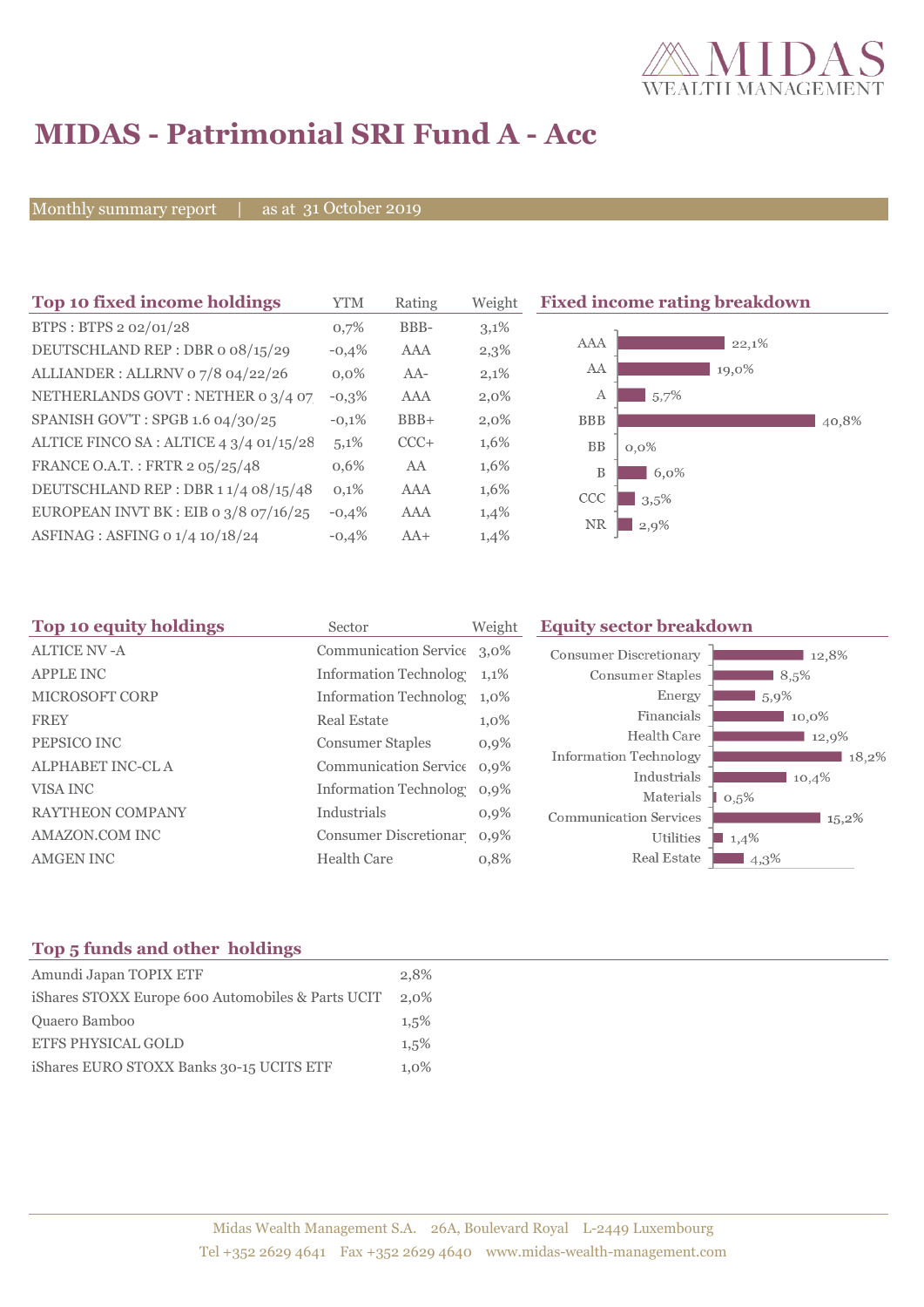# MIDAS - Patrimonial SRI Fund A - Acc

Monthly summary report | as at 31 October 2019

## Top 10 fixed income holdings

| Top 10 fixed income holdings | YTM | Rating | Weight |
|---|---|---|---|
| BTPS : BTPS 2 02/01/28 | 0,7% | BBB- | 3,1% |
| DEUTSCHLAND REP : DBR 0 08/15/29 | -0,4% | AAA | 2,3% |
| ALLIANDER : ALLRNV 0 7/8 04/22/26 | 0,0% | AA- | 2,1% |
| NETHERLANDS GOVT : NETHER 0 3/4 07 | -0,3% | AAA | 2,0% |
| SPANISH GOV'T : SPGB 1.6 04/30/25 | -0,1% | BBB+ | 2,0% |
| ALTICE FINCO SA : ALTICE 4 3/4 01/15/28 | 5,1% | CCC+ | 1,6% |
| FRANCE O.A.T. : FRTR 2 05/25/48 | 0,6% | AA | 1,6% |
| DEUTSCHLAND REP : DBR 1 1/4 08/15/48 | 0,1% | AAA | 1,6% |
| EUROPEAN INVT BK : EIB 0 3/8 07/16/25 | -0,4% | AAA | 1,4% |
| ASFINAG : ASFING 0 1/4 10/18/24 | -0,4% | AA+ | 1,4% |

## Fixed income rating breakdown

| Rating | Weight |
|---|---|
| AAA | 22,1% |
| AA | 19,0% |
| A | 5,7% |
| BBB | 40,8% |
| BB | 0,0% |
| B | 6,0% |
| CCC | 3,5% |
| NR | 2,9% |

## Top 10 equity holdings

| Top 10 equity holdings | Sector | Weight |
|---|---|---|
| ALTICE NV -A | Communication Service | 3,0% |
| APPLE INC | Information Technolog | 1,1% |
| MICROSOFT CORP | Information Technolog | 1,0% |
| FREY | Real Estate | 1,0% |
| PEPSICO INC | Consumer Staples | 0,9% |
| ALPHABET INC-CL A | Communication Service | 0,9% |
| VISA INC | Information Technolog | 0,9% |
| RAYTHEON COMPANY | Industrials | 0,9% |
| AMAZON.COM INC | Consumer Discretionar | 0,9% |
| AMGEN INC | Health Care | 0,8% |

## Equity sector breakdown

| Sector | Weight |
|---|---|
| Consumer Discretionary | 12,8% |
| Consumer Staples | 8,5% |
| Energy | 5,9% |
| Financials | 10,0% |
| Health Care | 12,9% |
| Information Technology | 18,2% |
| Industrials | 10,4% |
| Materials | 0,5% |
| Communication Services | 15,2% |
| Utilities | 1,4% |
| Real Estate | 4,3% |

## Top 5 funds and other holdings

| Top 5 funds and other holdings | Weight |
|---|---|
| Amundi Japan TOPIX ETF | 2,8% |
| iShares STOXX Europe 600 Automobiles & Parts UCIT | 2,0% |
| Quaero Bamboo | 1,5% |
| ETFS PHYSICAL GOLD | 1,5% |
| iShares EURO STOXX Banks 30-15 UCITS ETF | 1,0% |

Midas Wealth Management S.A. 26A, Boulevard Royal L-2449 Luxembourg
Tel +352 2629 4641 Fax +352 2629 4640 www.midas-wealth-management.com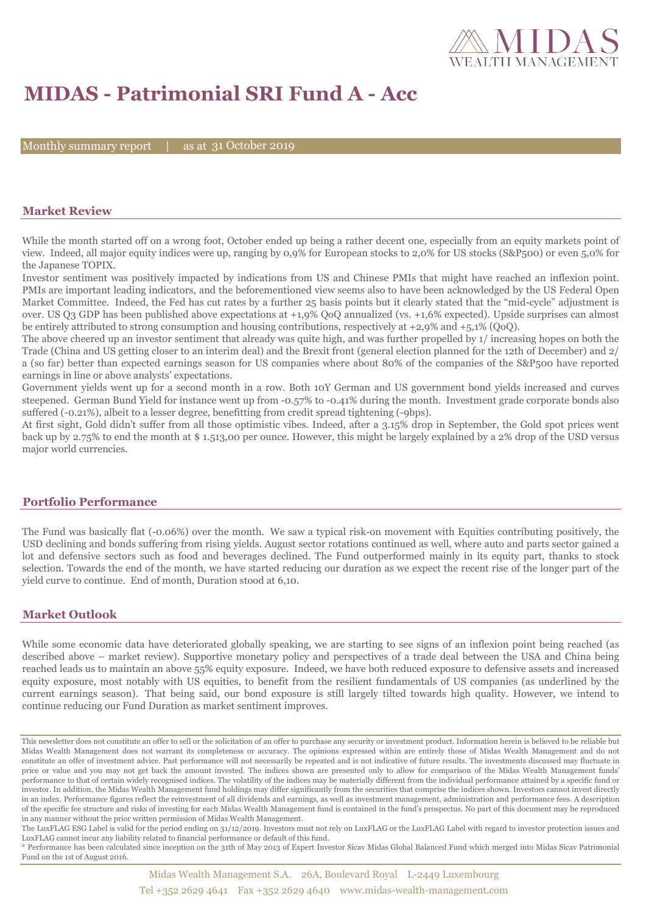# MIDAS - Patrimonial SRI Fund A - Acc

Monthly summary report | as at 31 October 2019

## Market Review

While the month started off on a wrong foot, October ended up being a rather decent one, especially from an equity markets point of view. Indeed, all major equity indices were up, ranging by 0,9% for European stocks to 2,0% for US stocks (S&P500) or even 5,0% for the Japanese TOPIX.

Investor sentiment was positively impacted by indications from US and Chinese PMIs that might have reached an inflexion point. PMIs are important leading indicators, and the beforementioned view seems also to have been acknowledged by the US Federal Open Market Committee. Indeed, the Fed has cut rates by a further 25 basis points but it clearly stated that the "mid-cycle" adjustment is over. US Q3 GDP has been published above expectations at +1,9% QoQ annualized (vs. +1,6% expected). Upside surprises can almost be entirely attributed to strong consumption and housing contributions, respectively at +2,9% and +5,1% (QoQ).

The above cheered up an investor sentiment that already was quite high, and was further propelled by 1/ increasing hopes on both the Trade (China and US getting closer to an interim deal) and the Brexit front (general election planned for the 12th of December) and 2/ a (so far) better than expected earnings season for US companies where about 80% of the companies of the S&P500 have reported earnings in line or above analysts' expectations.

Government yields went up for a second month in a row. Both 10Y German and US government bond yields increased and curves steepened. German Bund Yield for instance went up from -0.57% to -0.41% during the month. Investment grade corporate bonds also suffered (-0.21%), albeit to a lesser degree, benefitting from credit spread tightening (-9bps).

At first sight, Gold didn't suffer from all those optimistic vibes. Indeed, after a 3.15% drop in September, the Gold spot prices went back up by 2.75% to end the month at $ 1.513,00 per ounce. However, this might be largely explained by a 2% drop of the USD versus major world currencies.

## Portfolio Performance

The Fund was basically flat (-0.06%) over the month. We saw a typical risk-on movement with Equities contributing positively, the USD declining and bonds suffering from rising yields. August sector rotations continued as well, where auto and parts sector gained a lot and defensive sectors such as food and beverages declined. The Fund outperformed mainly in its equity part, thanks to stock selection. Towards the end of the month, we have started reducing our duration as we expect the recent rise of the longer part of the yield curve to continue. End of month, Duration stood at 6,10.

## Market Outlook

While some economic data have deteriorated globally speaking, we are starting to see signs of an inflexion point being reached (as described above – market review). Supportive monetary policy and perspectives of a trade deal between the USA and China being reached leads us to maintain an above 55% equity exposure. Indeed, we have both reduced exposure to defensive assets and increased equity exposure, most notably with US equities, to benefit from the resilient fundamentals of US companies (as underlined by the current earnings season). That being said, our bond exposure is still largely tilted towards high quality. However, we intend to continue reducing our Fund Duration as market sentiment improves.

This newsletter does not constitute an offer to sell or the solicitation of an offer to purchase any security or investment product. Information herein is believed to be reliable but Midas Wealth Management does not warrant its completeness or accuracy. The opinions expressed within are entirely those of Midas Wealth Management and do not constitute an offer of investment advice. Past performance will not necessarily be repeated and is not indicative of future results. The investments discussed may fluctuate in price or value and you may not get back the amount invested. The indices shown are presented only to allow for comparison of the Midas Wealth Management funds' performance to that of certain widely recognised indices. The volatility of the indices may be materially different from the individual performance attained by a specific fund or investor. In addition, the Midas Wealth Management fund holdings may differ significantly from the securities that comprise the indices shown. Investors cannot invest directly in an index. Performance figures reflect the reinvestment of all dividends and earnings, as well as investment management, administration and performance fees. A description of the specific fee structure and risks of investing for each Midas Wealth Management fund is contained in the fund's prospectus. No part of this document may be reproduced in any manner without the prior written permission of Midas Wealth Management.

The LuxFLAG ESG Label is valid for the period ending on 31/12/2019. Investors must not rely on LuxFLAG or the LuxFLAG Label with regard to investor protection issues and LuxFLAG cannot incur any liability related to financial performance or default of this fund.

* Performance has been calculated since inception on the 3ith of May 2013 of Expert Investor Sicav Midas Global Balanced Fund which merged into Midas Sicav Patrimonial Fund on the 1st of August 2016.

Midas Wealth Management S.A. 26A, Boulevard Royal L-2449 Luxembourg

Tel +352 2629 4641 Fax +352 2629 4640 www.midas-wealth-management.com